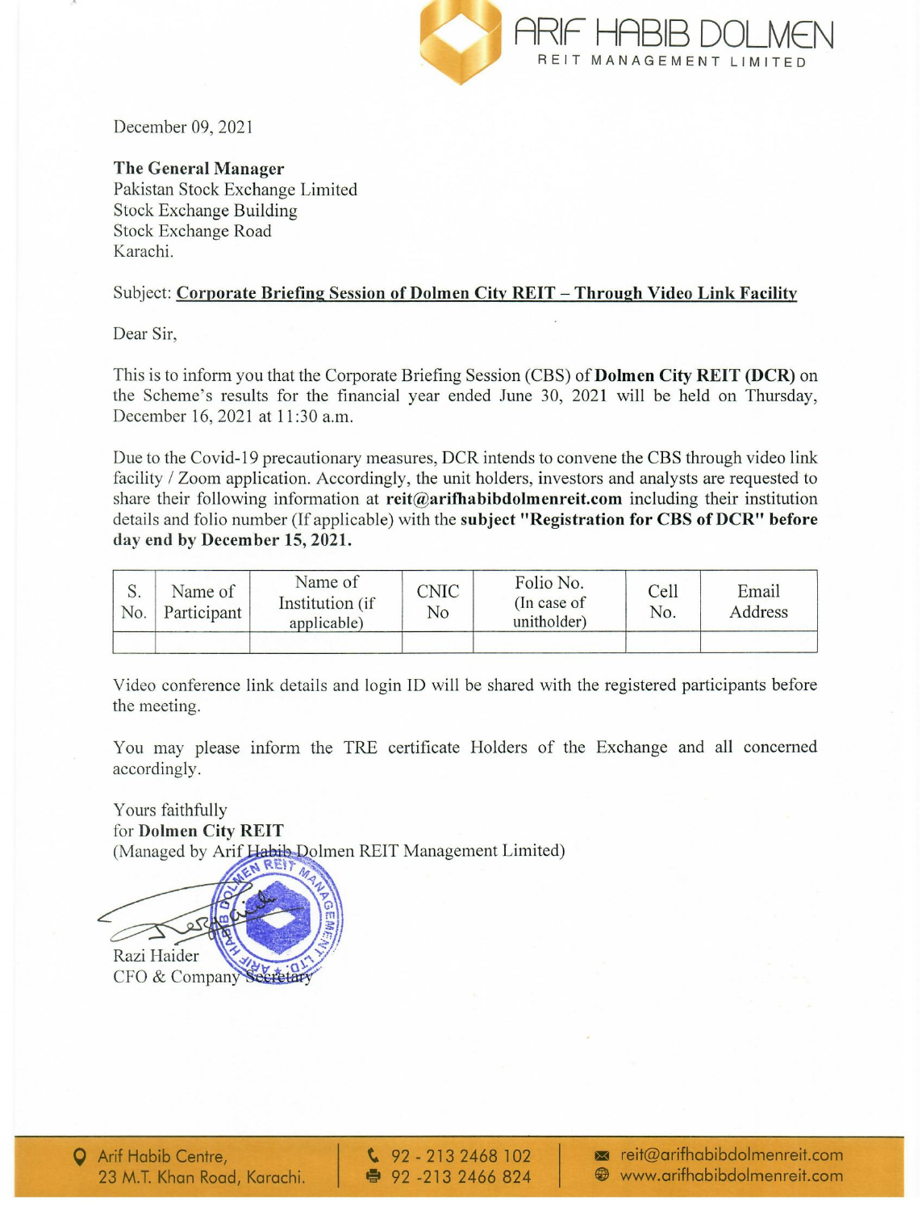ARIF HABIB DOLMEN
REIT MANAGEMENT LIMITED

December 09, 2021

**The General Manager**
Pakistan Stock Exchange Limited
Stock Exchange Building
Stock Exchange Road
Karachi.

Subject: **Corporate Briefing Session of Dolmen City REIT – Through Video Link Facility**

Dear Sir,

This is to inform you that the Corporate Briefing Session (CBS) of **Dolmen City REIT (DCR)** on the Scheme's results for the financial year ended June 30, 2021 will be held on Thursday, December 16, 2021 at 11:30 a.m.

Due to the Covid-19 precautionary measures, DCR intends to convene the CBS through video link facility / Zoom application. Accordingly, the unit holders, investors and analysts are requested to share their following information at **reit@arifhabibdolmenreit.com** including their institution details and folio number (If applicable) with the **subject "Registration for CBS of DCR" before day end by December 15, 2021.**

| S. No. | Name of Participant | Name of Institution (if applicable) | CNIC No | Folio No. (In case of unitholder) | Cell No. | Email Address |
|---|---|---|---|---|---|---|
| | | | | | | |

Video conference link details and login ID will be shared with the registered participants before the meeting.

You may please inform the TRE certificate Holders of the Exchange and all concerned accordingly.

Yours faithfully
for **Dolmen City REIT**
(Managed by Arif Habib Dolmen REIT Management Limited)

Razi Haider
CFO & Company Secretary

Arif Habib Centre,
23 M.T. Khan Road, Karachi.
92 - 213 2468 102
92 -213 2466 824
reit@arifhabibdolmenreit.com
www.arifhabibdolmenreit.com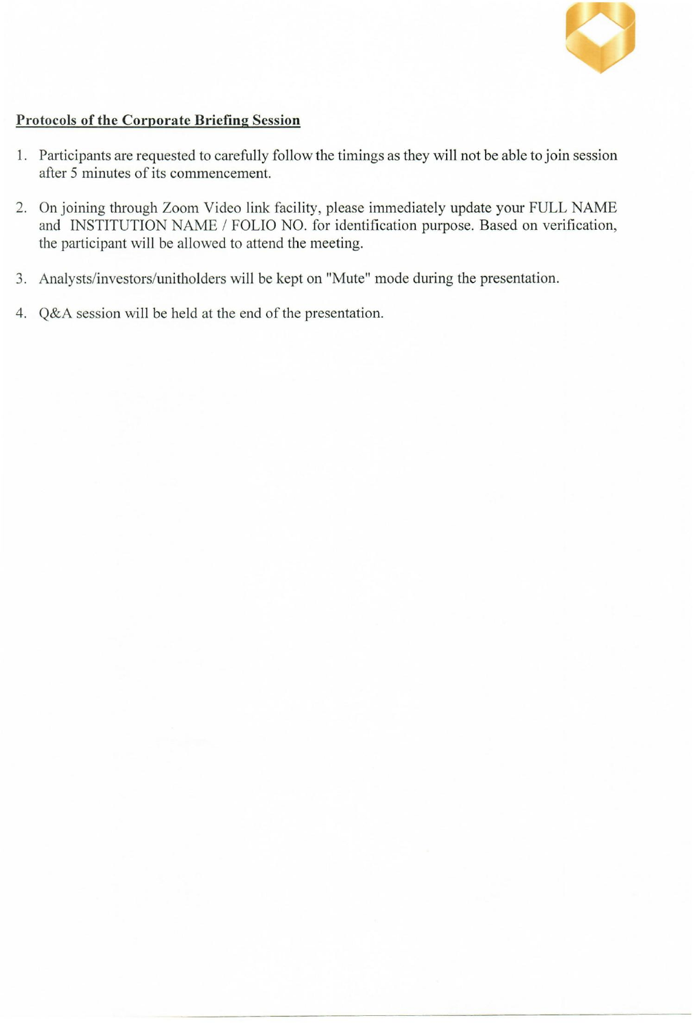**Protocols of the Corporate Briefing Session**

1. Participants are requested to carefully follow the timings as they will not be able to join session after 5 minutes of its commencement.

2. On joining through Zoom Video link facility, please immediately update your FULL NAME and INSTITUTION NAME / FOLIO NO. for identification purpose. Based on verification, the participant will be allowed to attend the meeting.

3. Analysts/investors/unitholders will be kept on "Mute" mode during the presentation.

4. Q&A session will be held at the end of the presentation.